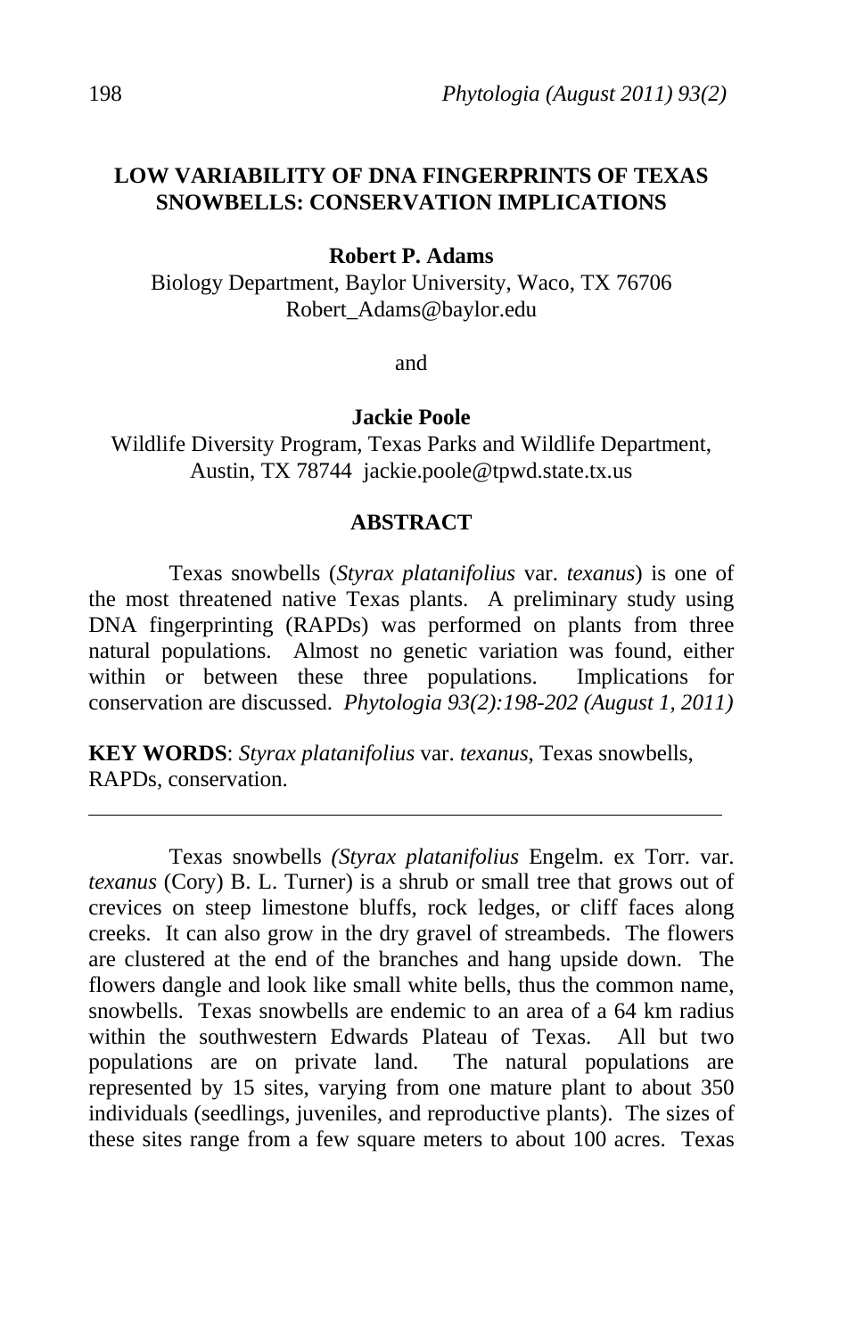# LOW VARIABILITY OF DNA FINGERPRINTS OF TEXAS SNOWBELLS: CONSERVATION IMPLICATIONS

**Robert P. Adams**

Biology Department, Baylor University, Waco, TX 76706
Robert_Adams@baylor.edu

and

**Jackie Poole**

Wildlife Diversity Program, Texas Parks and Wildlife Department, Austin, TX 78744 jackie.poole@tpwd.state.tx.us

## ABSTRACT

Texas snowbells (*Styrax platanifolius* var. *texanus*) is one of the most threatened native Texas plants. A preliminary study using DNA fingerprinting (RAPDs) was performed on plants from three natural populations. Almost no genetic variation was found, either within or between these three populations. Implications for conservation are discussed. *Phytologia 93(2):198-202 (August 1, 2011)*

**KEY WORDS**: *Styrax platanifolius* var. *texanus*, Texas snowbells, RAPDs, conservation.

---

Texas snowbells *(Styrax platanifolius* Engelm. ex Torr. var. *texanus* (Cory) B. L. Turner) is a shrub or small tree that grows out of crevices on steep limestone bluffs, rock ledges, or cliff faces along creeks. It can also grow in the dry gravel of streambeds. The flowers are clustered at the end of the branches and hang upside down. The flowers dangle and look like small white bells, thus the common name, snowbells. Texas snowbells are endemic to an area of a 64 km radius within the southwestern Edwards Plateau of Texas. All but two populations are on private land. The natural populations are represented by 15 sites, varying from one mature plant to about 350 individuals (seedlings, juveniles, and reproductive plants). The sizes of these sites range from a few square meters to about 100 acres. Texas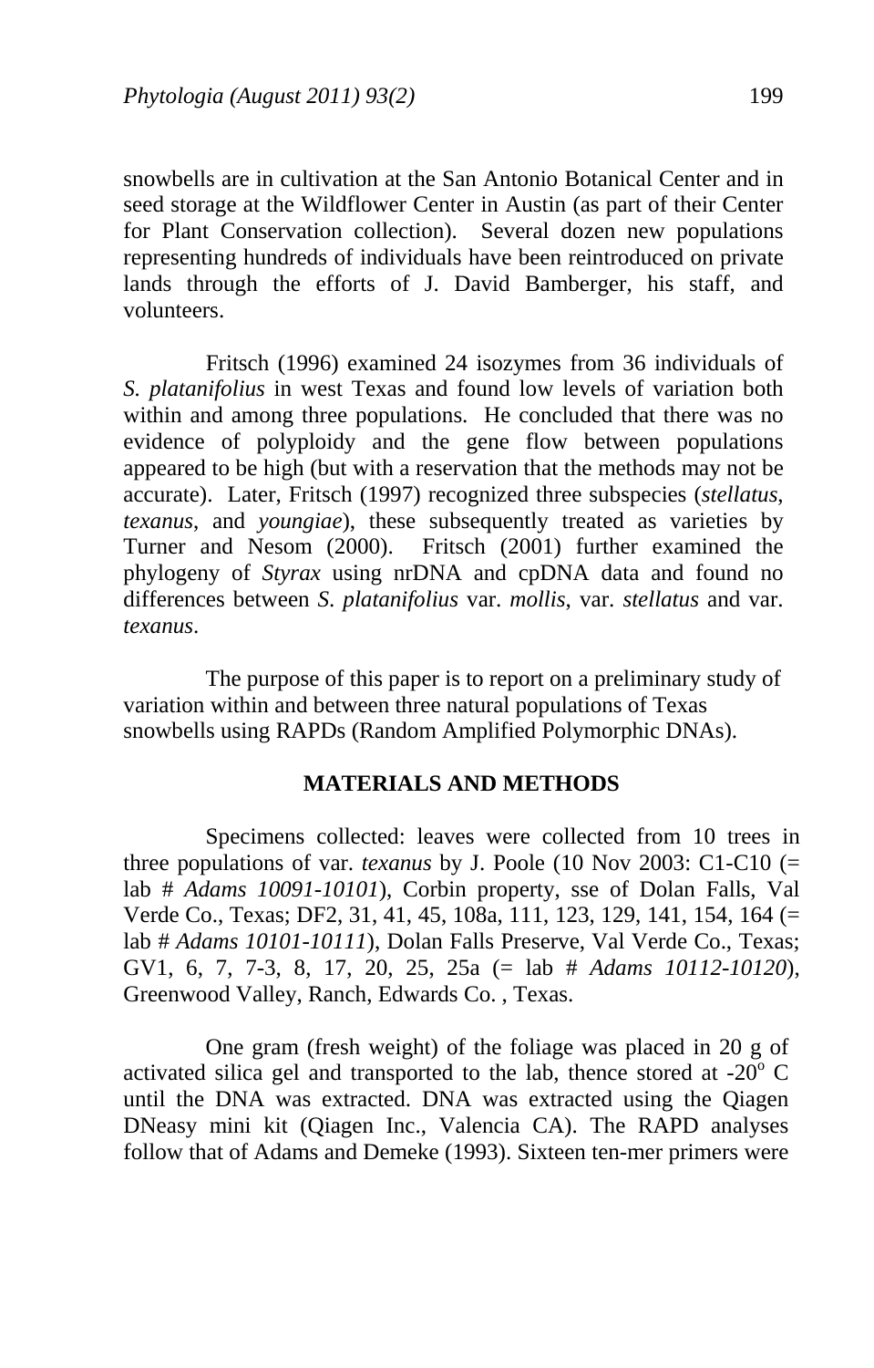snowbells are in cultivation at the San Antonio Botanical Center and in seed storage at the Wildflower Center in Austin (as part of their Center for Plant Conservation collection). Several dozen new populations representing hundreds of individuals have been reintroduced on private lands through the efforts of J. David Bamberger, his staff, and volunteers.

Fritsch (1996) examined 24 isozymes from 36 individuals of *S. platanifolius* in west Texas and found low levels of variation both within and among three populations. He concluded that there was no evidence of polyploidy and the gene flow between populations appeared to be high (but with a reservation that the methods may not be accurate). Later, Fritsch (1997) recognized three subspecies (*stellatus*, *texanus*, and *youngiae*), these subsequently treated as varieties by Turner and Nesom (2000). Fritsch (2001) further examined the phylogeny of *Styrax* using nrDNA and cpDNA data and found no differences between *S. platanifolius* var. *mollis*, var. *stellatus* and var. *texanus*.

The purpose of this paper is to report on a preliminary study of variation within and between three natural populations of Texas snowbells using RAPDs (Random Amplified Polymorphic DNAs).

## MATERIALS AND METHODS

Specimens collected: leaves were collected from 10 trees in three populations of var. *texanus* by J. Poole (10 Nov 2003: C1-C10 (= lab # *Adams 10091-10101*), Corbin property, sse of Dolan Falls, Val Verde Co., Texas; DF2, 31, 41, 45, 108a, 111, 123, 129, 141, 154, 164 (= lab # *Adams 10101-10111*), Dolan Falls Preserve, Val Verde Co., Texas; GV1, 6, 7, 7-3, 8, 17, 20, 25, 25a (= lab # *Adams 10112-10120*), Greenwood Valley, Ranch, Edwards Co. , Texas.

One gram (fresh weight) of the foliage was placed in 20 g of activated silica gel and transported to the lab, thence stored at -20$^{o}$ C until the DNA was extracted. DNA was extracted using the Qiagen DNeasy mini kit (Qiagen Inc., Valencia CA). The RAPD analyses follow that of Adams and Demeke (1993). Sixteen ten-mer primers were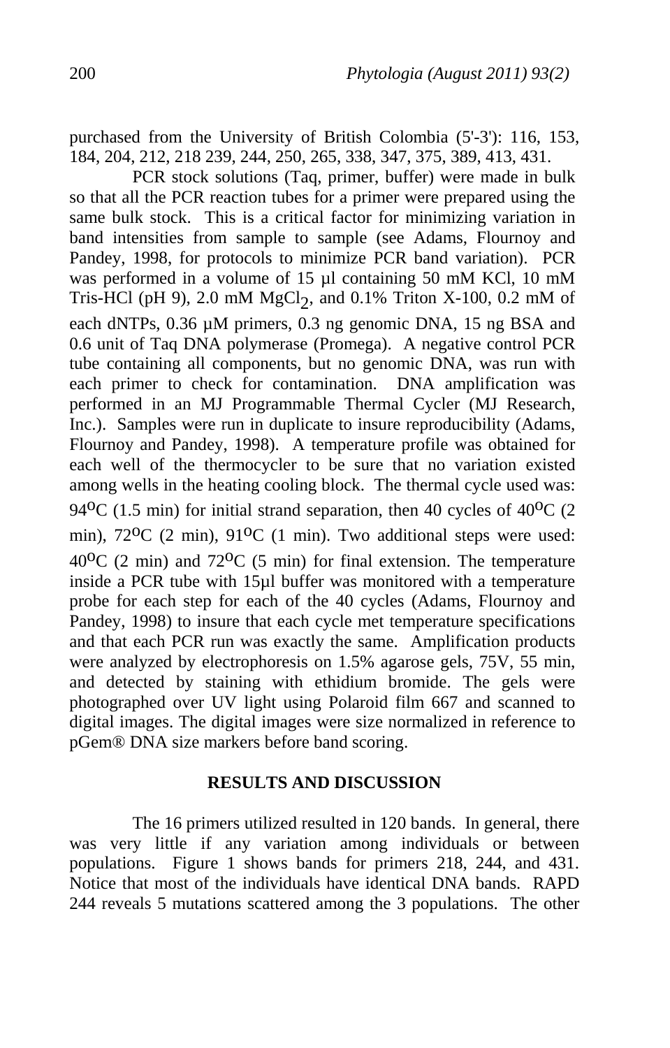purchased from the University of British Colombia (5'-3'): 116, 153, 184, 204, 212, 218 239, 244, 250, 265, 338, 347, 375, 389, 413, 431.

PCR stock solutions (Taq, primer, buffer) were made in bulk so that all the PCR reaction tubes for a primer were prepared using the same bulk stock. This is a critical factor for minimizing variation in band intensities from sample to sample (see Adams, Flournoy and Pandey, 1998, for protocols to minimize PCR band variation). PCR was performed in a volume of 15 µl containing 50 mM KCl, 10 mM Tris-HCl (pH 9), 2.0 mM $MgCl_2$, and 0.1% Triton X-100, 0.2 mM of each dNTPs, 0.36 µM primers, 0.3 ng genomic DNA, 15 ng BSA and 0.6 unit of Taq DNA polymerase (Promega). A negative control PCR tube containing all components, but no genomic DNA, was run with each primer to check for contamination. DNA amplification was performed in an MJ Programmable Thermal Cycler (MJ Research, Inc.). Samples were run in duplicate to insure reproducibility (Adams, Flournoy and Pandey, 1998). A temperature profile was obtained for each well of the thermocycler to be sure that no variation existed among wells in the heating cooling block. The thermal cycle used was: $94^{o}$C (1.5 min) for initial strand separation, then 40 cycles of $40^{o}$C (2 min), $72^{o}$C (2 min), $91^{o}$C (1 min). Two additional steps were used: $40^{o}$C (2 min) and $72^{o}$C (5 min) for final extension. The temperature inside a PCR tube with 15µl buffer was monitored with a temperature probe for each step for each of the 40 cycles (Adams, Flournoy and Pandey, 1998) to insure that each cycle met temperature specifications and that each PCR run was exactly the same. Amplification products were analyzed by electrophoresis on 1.5% agarose gels, 75V, 55 min, and detected by staining with ethidium bromide. The gels were photographed over UV light using Polaroid film 667 and scanned to digital images. The digital images were size normalized in reference to pGem® DNA size markers before band scoring.

## RESULTS AND DISCUSSION

The 16 primers utilized resulted in 120 bands. In general, there was very little if any variation among individuals or between populations. Figure 1 shows bands for primers 218, 244, and 431. Notice that most of the individuals have identical DNA bands. RAPD 244 reveals 5 mutations scattered among the 3 populations. The other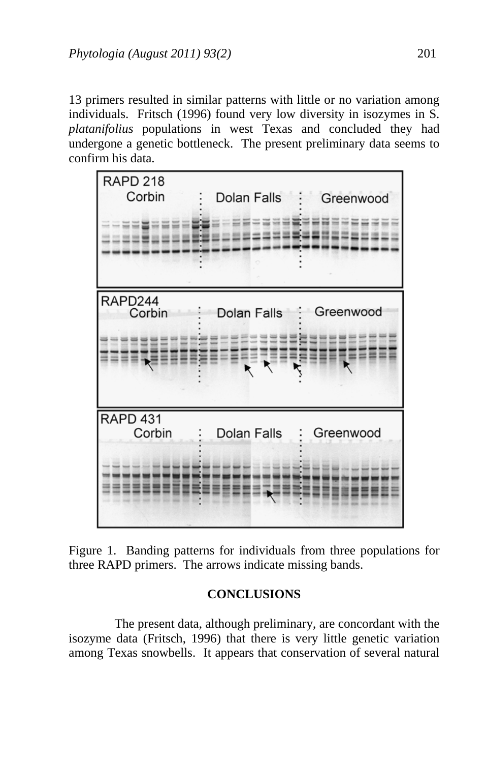13 primers resulted in similar patterns with little or no variation among individuals. Fritsch (1996) found very low diversity in isozymes in S. *platanifolius* populations in west Texas and concluded they had undergone a genetic bottleneck. The present preliminary data seems to confirm his data.

Figure 1. Banding patterns for individuals from three populations for three RAPD primers. The arrows indicate missing bands.

## CONCLUSIONS

The present data, although preliminary, are concordant with the isozyme data (Fritsch, 1996) that there is very little genetic variation among Texas snowbells. It appears that conservation of several natural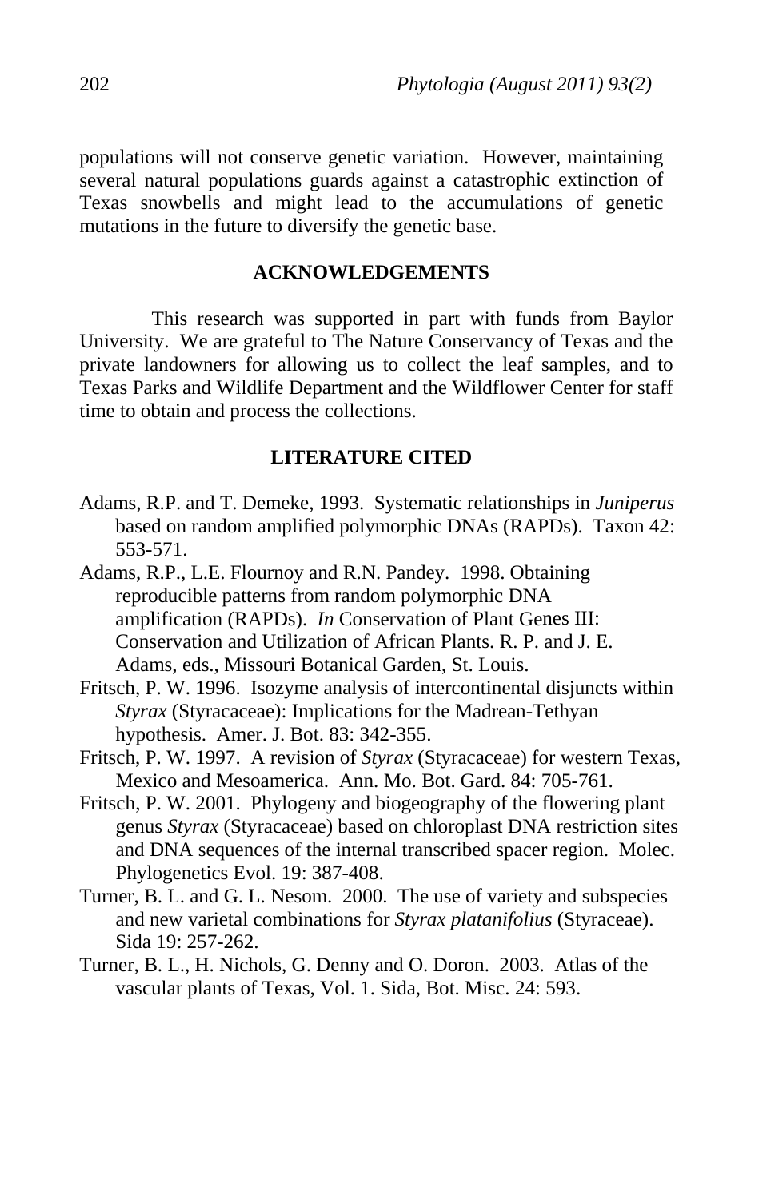populations will not conserve genetic variation. However, maintaining several natural populations guards against a catastrophic extinction of Texas snowbells and might lead to the accumulations of genetic mutations in the future to diversify the genetic base.

## ACKNOWLEDGEMENTS

This research was supported in part with funds from Baylor University. We are grateful to The Nature Conservancy of Texas and the private landowners for allowing us to collect the leaf samples, and to Texas Parks and Wildlife Department and the Wildflower Center for staff time to obtain and process the collections.

## LITERATURE CITED

Adams, R.P. and T. Demeke, 1993. Systematic relationships in *Juniperus* based on random amplified polymorphic DNAs (RAPDs). Taxon 42: 553-571.

Adams, R.P., L.E. Flournoy and R.N. Pandey. 1998. Obtaining reproducible patterns from random polymorphic DNA amplification (RAPDs). *In* Conservation of Plant Genes III: Conservation and Utilization of African Plants. R. P. and J. E. Adams, eds., Missouri Botanical Garden, St. Louis.

Fritsch, P. W. 1996. Isozyme analysis of intercontinental disjuncts within *Styrax* (Styracaceae): Implications for the Madrean-Tethyan hypothesis. Amer. J. Bot. 83: 342-355.

Fritsch, P. W. 1997. A revision of *Styrax* (Styracaceae) for western Texas, Mexico and Mesoamerica. Ann. Mo. Bot. Gard. 84: 705-761.

Fritsch, P. W. 2001. Phylogeny and biogeography of the flowering plant genus *Styrax* (Styracaceae) based on chloroplast DNA restriction sites and DNA sequences of the internal transcribed spacer region. Molec. Phylogenetics Evol. 19: 387-408.

Turner, B. L. and G. L. Nesom. 2000. The use of variety and subspecies and new varietal combinations for *Styrax platanifolius* (Styraceae). Sida 19: 257-262.

Turner, B. L., H. Nichols, G. Denny and O. Doron. 2003. Atlas of the vascular plants of Texas, Vol. 1. Sida, Bot. Misc. 24: 593.